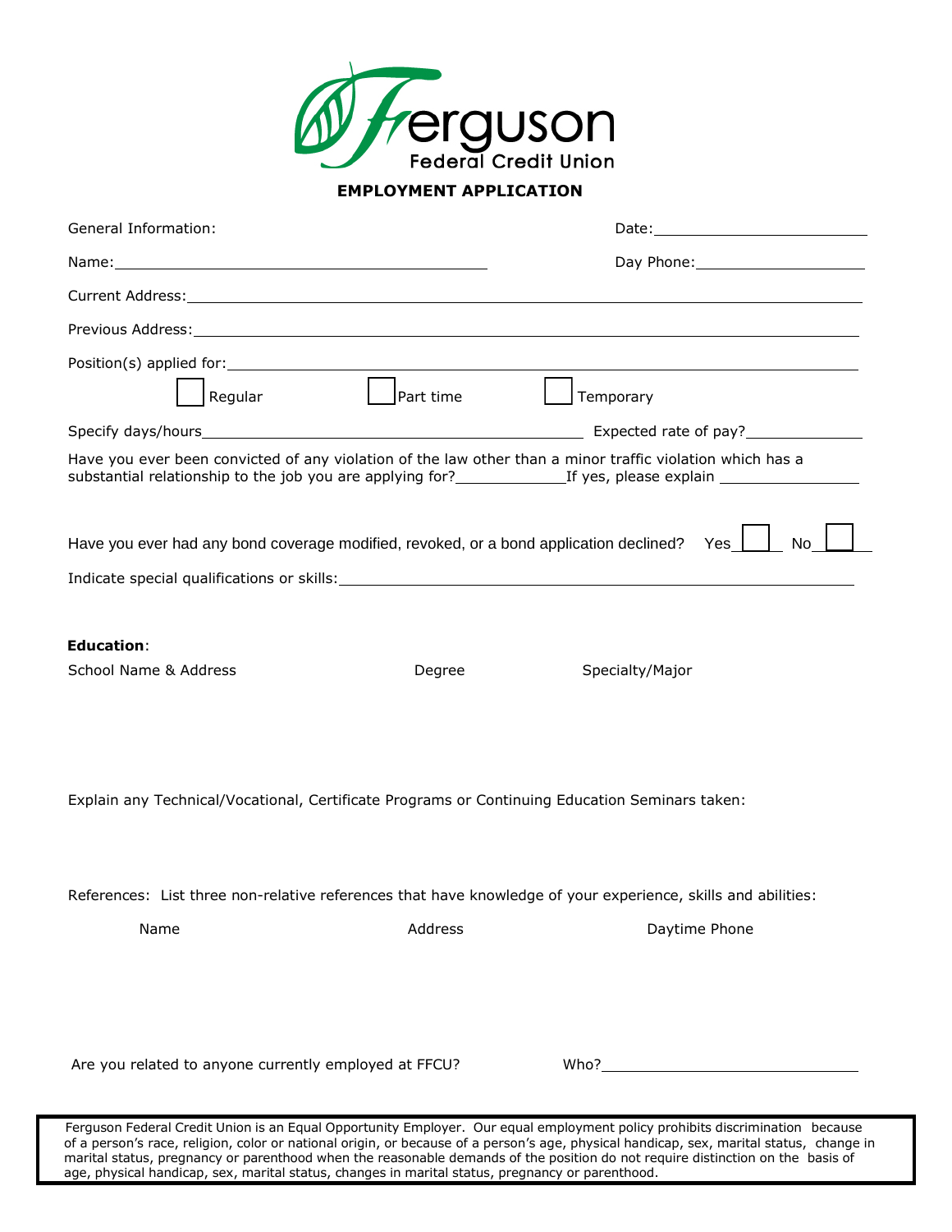# Ferguson Federal Credit Union

**EMPLOYMENT APPLICATION**

General Information: Date:\_\_\_\_\_\_\_\_\_\_\_\_\_\_\_\_\_\_\_\_

Name:\_\_\_\_\_\_\_\_\_\_\_\_\_\_\_\_\_\_\_\_\_\_\_\_\_\_\_\_\_\_\_\_\_\_\_\_ Day Phone:\_\_\_\_\_\_\_\_\_\_\_\_\_\_\_\_\_\_\_\_

Current Address:\_\_\_\_\_\_\_\_\_\_\_\_\_\_\_\_\_\_\_\_\_\_\_\_\_\_\_\_\_\_\_\_\_\_\_\_\_\_\_\_\_\_\_\_\_\_\_\_\_\_\_\_\_\_\_\_

Previous Address:\_\_\_\_\_\_\_\_\_\_\_\_\_\_\_\_\_\_\_\_\_\_\_\_\_\_\_\_\_\_\_\_\_\_\_\_\_\_\_\_\_\_\_\_\_\_\_\_\_\_\_\_\_\_\_

Position(s) applied for:\_\_\_\_\_\_\_\_\_\_\_\_\_\_\_\_\_\_\_\_\_\_\_\_\_\_\_\_\_\_\_\_\_\_\_\_\_\_\_\_\_\_\_\_\_\_\_\_\_\_\_

☐ Regular ☐ Part time ☐ Temporary

Specify days/hours\_\_\_\_\_\_\_\_\_\_\_\_\_\_\_\_\_\_\_\_\_\_\_\_\_\_\_\_\_\_\_\_\_\_ Expected rate of pay?\_\_\_\_\_\_\_\_\_\_\_\_

Have you ever been convicted of any violation of the law other than a minor traffic violation which has a substantial relationship to the job you are applying for?\_\_\_\_\_\_\_\_\_\_\_\_If yes, please explain \_\_\_\_\_\_\_\_\_\_\_\_\_\_\_\_

Have you ever had any bond coverage modified, revoked, or a bond application declined? Yes ☐ No ☐

Indicate special qualifications or skills:\_\_\_\_\_\_\_\_\_\_\_\_\_\_\_\_\_\_\_\_\_\_\_\_\_\_\_\_\_\_\_\_\_\_\_\_\_\_\_\_\_\_\_\_\_\_

**Education**:

| School Name & Address | Degree | Specialty/Major |
|---|---|---|
| | | |

Explain any Technical/Vocational, Certificate Programs or Continuing Education Seminars taken:

References: List three non-relative references that have knowledge of your experience, skills and abilities:

| Name | Address | Daytime Phone |
|---|---|---|
| | | |

Are you related to anyone currently employed at FFCU? Who?\_\_\_\_\_\_\_\_\_\_\_\_\_\_\_\_\_\_\_\_\_\_\_\_\_\_\_\_

Ferguson Federal Credit Union is an Equal Opportunity Employer. Our equal employment policy prohibits discrimination because of a person's race, religion, color or national origin, or because of a person's age, physical handicap, sex, marital status, change in marital status, pregnancy or parenthood when the reasonable demands of the position do not require distinction on the basis of age, physical handicap, sex, marital status, changes in marital status, pregnancy or parenthood.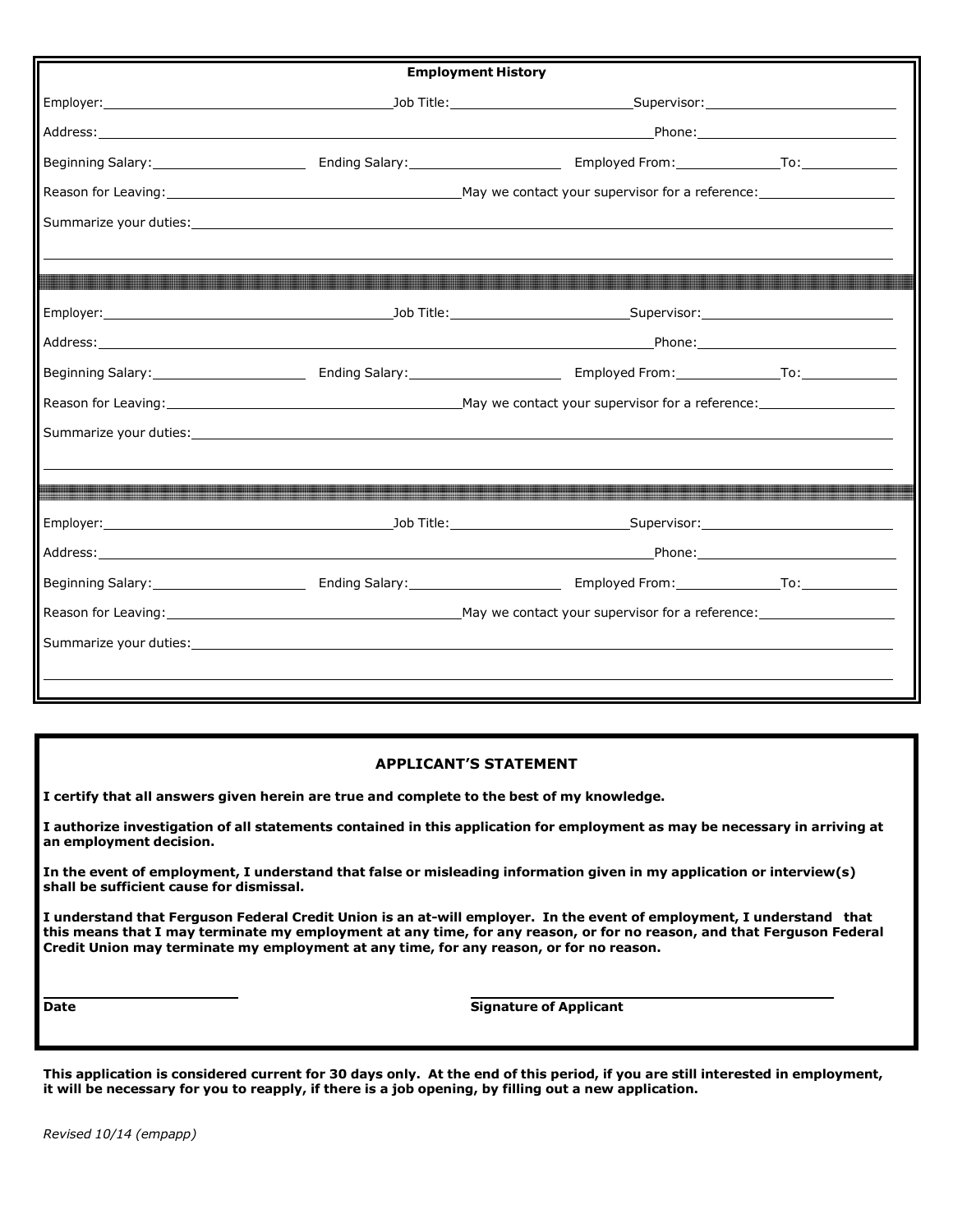## Employment History

Employer:________________________ Job Title:________________________ Supervisor:________________________

Address:________________________________________________ Phone:________________________

Beginning Salary:________________ Ending Salary:________________ Employed From:____________ To:____________

Reason for Leaving:________________________ May we contact your supervisor for a reference:____________

Summarize your duties:________________________________________________________________

________________________________________________________________________________

---

Employer:________________________ Job Title:________________________ Supervisor:________________________

Address:________________________________________________ Phone:________________________

Beginning Salary:________________ Ending Salary:________________ Employed From:____________ To:____________

Reason for Leaving:________________________ May we contact your supervisor for a reference:____________

Summarize your duties:________________________________________________________________

________________________________________________________________________________

---

Employer:________________________ Job Title:________________________ Supervisor:________________________

Address:________________________________________________ Phone:________________________

Beginning Salary:________________ Ending Salary:________________ Employed From:____________ To:____________

Reason for Leaving:________________________ May we contact your supervisor for a reference:____________

Summarize your duties:________________________________________________________________

________________________________________________________________________________

## APPLICANT'S STATEMENT

**I certify that all answers given herein are true and complete to the best of my knowledge.**

**I authorize investigation of all statements contained in this application for employment as may be necessary in arriving at an employment decision.**

**In the event of employment, I understand that false or misleading information given in my application or interview(s) shall be sufficient cause for dismissal.**

**I understand that Ferguson Federal Credit Union is an at-will employer. In the event of employment, I understand that this means that I may terminate my employment at any time, for any reason, or for no reason, and that Ferguson Federal Credit Union may terminate my employment at any time, for any reason, or for no reason.**

________________________ ________________________________

**Date** **Signature of Applicant**

**This application is considered current for 30 days only. At the end of this period, if you are still interested in employment, it will be necessary for you to reapply, if there is a job opening, by filling out a new application.**

*Revised 10/14 (empapp)*